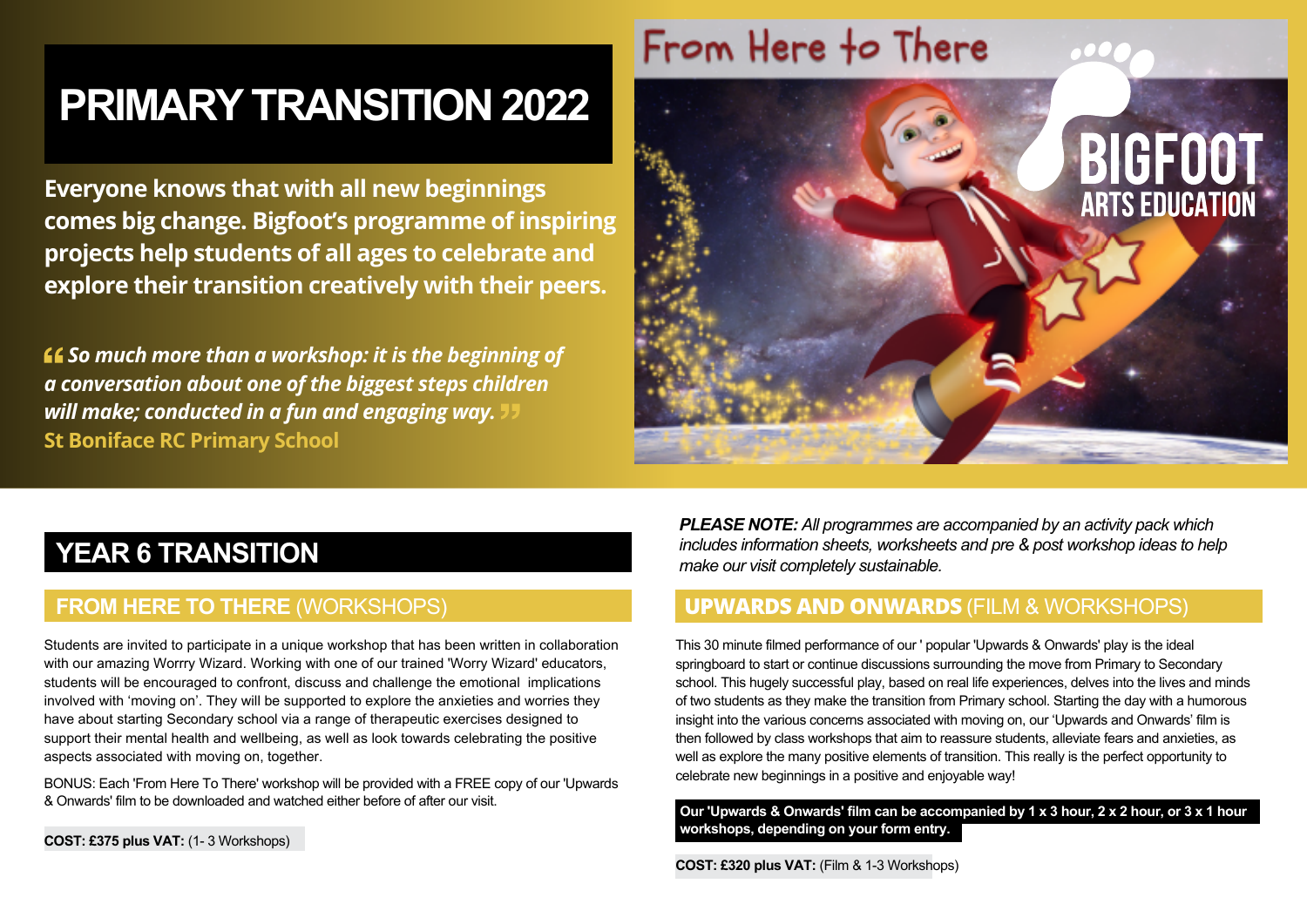# PRIMARY TRANSITION 2022

**Everyone knows that with all new beginnings comes big change. Bigfoot's programme of inspiring projects help students of all ages to celebrate and explore their transition creatively with their peers.**

***"So much more than a workshop: it is the beginning of a conversation about one of the biggest steps children will make; conducted in a fun and engaging way."***
**St Boniface RC Primary School**

From Here to There

BIGFOOT ARTS EDUCATION

## YEAR 6 TRANSITION

### FROM HERE TO THERE (WORKSHOPS)

Students are invited to participate in a unique workshop that has been written in collaboration with our amazing Worrry Wizard. Working with one of our trained 'Worry Wizard' educators, students will be encouraged to confront, discuss and challenge the emotional implications involved with 'moving on'. They will be supported to explore the anxieties and worries they have about starting Secondary school via a range of therapeutic exercises designed to support their mental health and wellbeing, as well as look towards celebrating the positive aspects associated with moving on, together.

BONUS: Each 'From Here To There' workshop will be provided with a FREE copy of our 'Upwards & Onwards' film to be downloaded and watched either before of after our visit.

**COST: £375 plus VAT:** (1- 3 Workshops)

***PLEASE NOTE:*** *All programmes are accompanied by an activity pack which includes information sheets, worksheets and pre & post workshop ideas to help make our visit completely sustainable.*

### UPWARDS AND ONWARDS (FILM & WORKSHOPS)

This 30 minute filmed performance of our ' popular 'Upwards & Onwards' play is the ideal springboard to start or continue discussions surrounding the move from Primary to Secondary school. This hugely successful play, based on real life experiences, delves into the lives and minds of two students as they make the transition from Primary school. Starting the day with a humorous insight into the various concerns associated with moving on, our 'Upwards and Onwards' film is then followed by class workshops that aim to reassure students, alleviate fears and anxieties, as well as explore the many positive elements of transition. This really is the perfect opportunity to celebrate new beginnings in a positive and enjoyable way!

**Our 'Upwards & Onwards' film can be accompanied by 1 x 3 hour, 2 x 2 hour, or 3 x 1 hour workshops, depending on your form entry.**

**COST: £320 plus VAT:** (Film & 1-3 Workshops)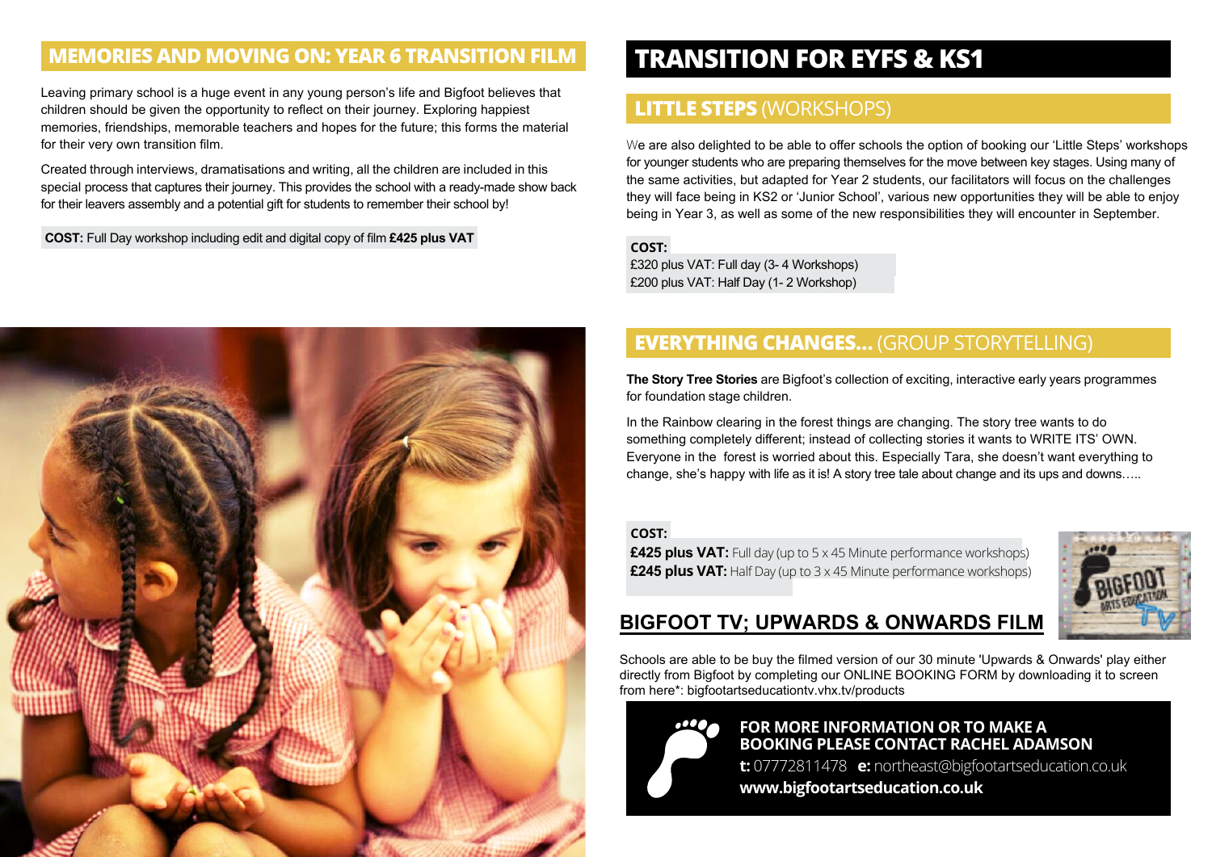## MEMORIES AND MOVING ON: YEAR 6 TRANSITION FILM

Leaving primary school is a huge event in any young person's life and Bigfoot believes that children should be given the opportunity to reflect on their journey. Exploring happiest memories, friendships, memorable teachers and hopes for the future; this forms the material for their very own transition film.

Created through interviews, dramatisations and writing, all the children are included in this special process that captures their journey. This provides the school with a ready-made show back for their leavers assembly and a potential gift for students to remember their school by!

**COST:** Full Day workshop including edit and digital copy of film **£425 plus VAT**

# TRANSITION FOR EYFS & KS1

## LITTLE STEPS (WORKSHOPS)

We are also delighted to be able to offer schools the option of booking our 'Little Steps' workshops for younger students who are preparing themselves for the move between key stages. Using many of the same activities, but adapted for Year 2 students, our facilitators will focus on the challenges they will face being in KS2 or 'Junior School', various new opportunities they will be able to enjoy being in Year 3, as well as some of the new responsibilities they will encounter in September.

**COST:**
£320 plus VAT: Full day (3- 4 Workshops)
£200 plus VAT: Half Day (1- 2 Workshop)

## EVERYTHING CHANGES... (GROUP STORYTELLING)

**The Story Tree Stories** are Bigfoot's collection of exciting, interactive early years programmes for foundation stage children.

In the Rainbow clearing in the forest things are changing. The story tree wants to do something completely different; instead of collecting stories it wants to WRITE ITS' OWN. Everyone in the forest is worried about this. Especially Tara, she doesn't want everything to change, she's happy with life as it is! A story tree tale about change and its ups and downs…..

**COST:**
**£425 plus VAT:** Full day (up to 5 x 45 Minute performance workshops)
**£245 plus VAT:** Half Day (up to 3 x 45 Minute performance workshops)

## BIGFOOT TV; UPWARDS & ONWARDS FILM

Schools are able to be buy the filmed version of our 30 minute 'Upwards & Onwards' play either directly from Bigfoot by completing our ONLINE BOOKING FORM by downloading it to screen from here*: bigfootartseducationtv.vhx.tv/products

**FOR MORE INFORMATION OR TO MAKE A BOOKING PLEASE CONTACT RACHEL ADAMSON**
**t:** 07772811478 **e:** northeast@bigfootartseducation.co.uk
**www.bigfootartseducation.co.uk**